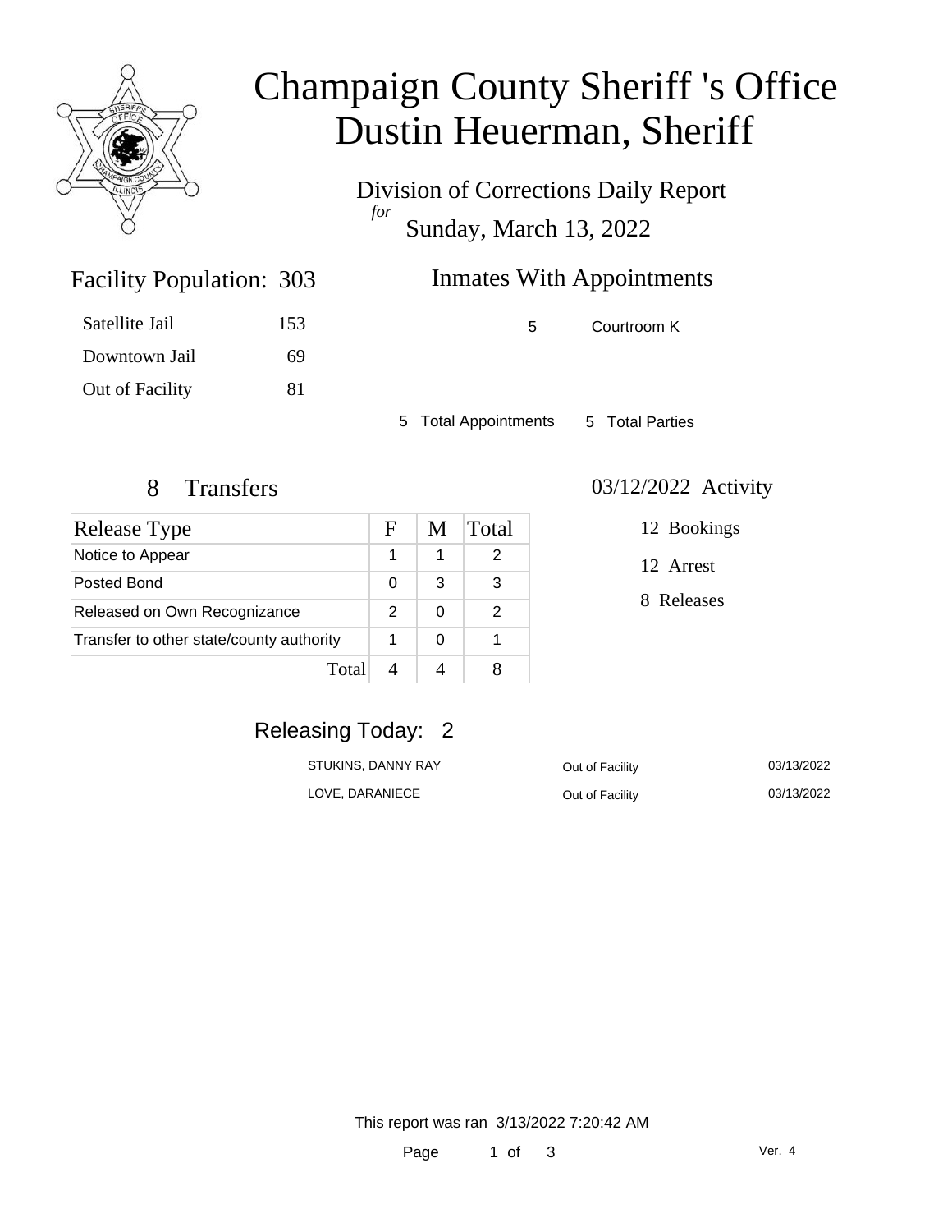# Champaign County Sheriff 's Office
# Dustin Heuerman, Sheriff

Division of Corrections Daily Report
*for*
Sunday, March 13, 2022

## Facility Population: 303

| | |
|---|---|
| Satellite Jail | 153 |
| Downtown Jail | 69 |
| Out of Facility | 81 |

## Inmates With Appointments

| | |
|---|---|
| 5 | Courtroom K |

5 Total Appointments    5 Total Parties

## 8 Transfers

| Release Type | F | M | Total |
|---|---|---|---|
| Notice to Appear | 1 | 1 | 2 |
| Posted Bond | 0 | 3 | 3 |
| Released on Own Recognizance | 2 | 0 | 2 |
| Transfer to other state/county authority | 1 | 0 | 1 |
| Total | 4 | 4 | 8 |

## 03/12/2022 Activity

12 Bookings

12 Arrest

8 Releases

## Releasing Today: 2

| | | |
|---|---|---|
| STUKINS, DANNY RAY | Out of Facility | 03/13/2022 |
| LOVE, DARANIECE | Out of Facility | 03/13/2022 |

This report was ran 3/13/2022 7:20:42 AM

Ver. 4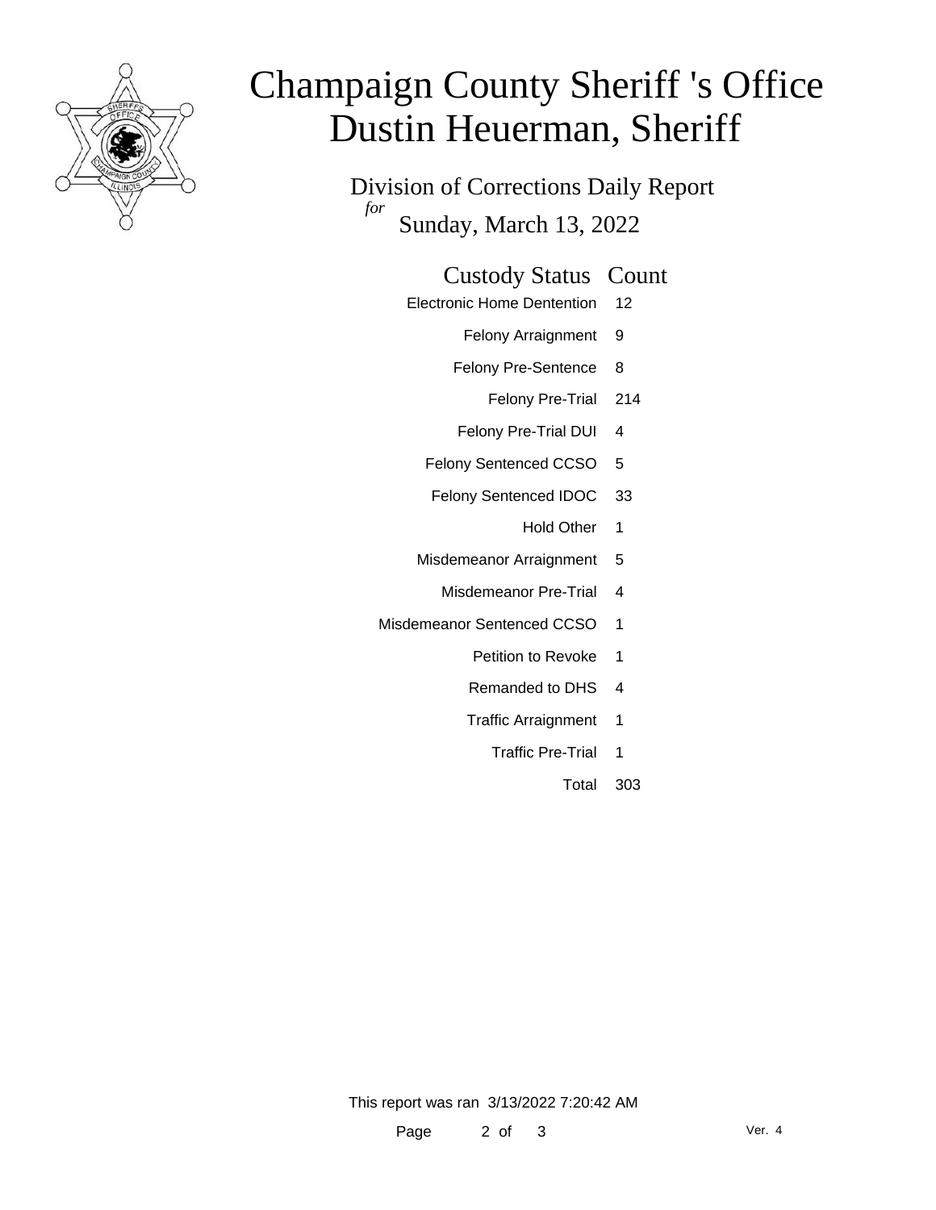# Champaign County Sheriff 's Office
# Dustin Heuerman, Sheriff

Division of Corrections Daily Report

*for*

Sunday, March 13, 2022

| Custody Status | Count |
|---|---|
| Electronic Home Dentention | 12 |
| Felony Arraignment | 9 |
| Felony Pre-Sentence | 8 |
| Felony Pre-Trial | 214 |
| Felony Pre-Trial DUI | 4 |
| Felony Sentenced CCSO | 5 |
| Felony Sentenced IDOC | 33 |
| Hold Other | 1 |
| Misdemeanor Arraignment | 5 |
| Misdemeanor Pre-Trial | 4 |
| Misdemeanor Sentenced CCSO | 1 |
| Petition to Revoke | 1 |
| Remanded to DHS | 4 |
| Traffic Arraignment | 1 |
| Traffic Pre-Trial | 1 |
| Total | 303 |

This report was ran 3/13/2022 7:20:42 AM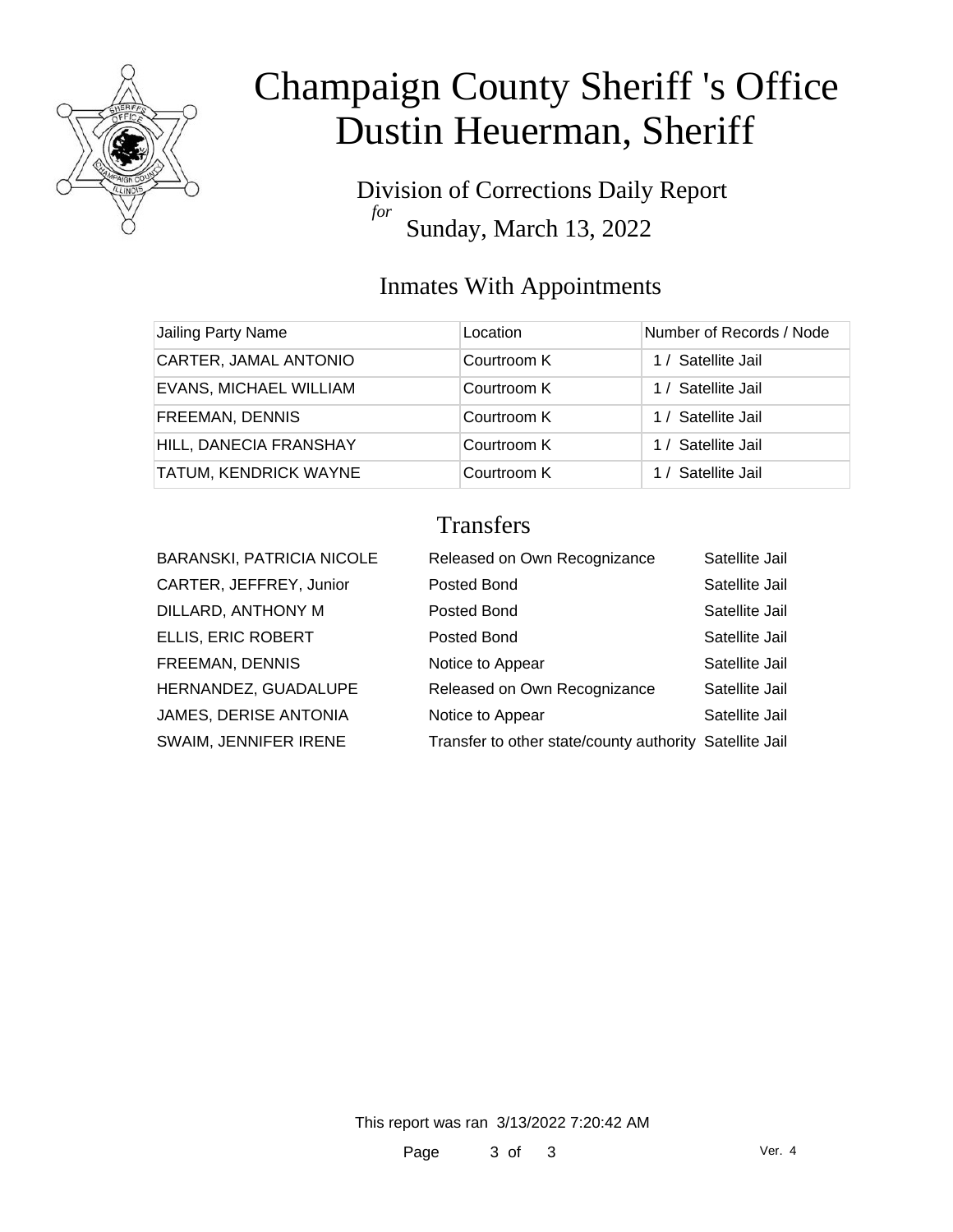# Champaign County Sheriff 's Office
# Dustin Heuerman, Sheriff

Division of Corrections Daily Report
*for*
Sunday, March 13, 2022

## Inmates With Appointments

| Jailing Party Name | Location | Number of Records / Node |
|---|---|---|
| CARTER, JAMAL ANTONIO | Courtroom K | 1 / Satellite Jail |
| EVANS, MICHAEL WILLIAM | Courtroom K | 1 / Satellite Jail |
| FREEMAN, DENNIS | Courtroom K | 1 / Satellite Jail |
| HILL, DANECIA FRANSHAY | Courtroom K | 1 / Satellite Jail |
| TATUM, KENDRICK WAYNE | Courtroom K | 1 / Satellite Jail |

## Transfers

| | | |
|---|---|---|
| BARANSKI, PATRICIA NICOLE | Released on Own Recognizance | Satellite Jail |
| CARTER, JEFFREY, Junior | Posted Bond | Satellite Jail |
| DILLARD, ANTHONY M | Posted Bond | Satellite Jail |
| ELLIS, ERIC ROBERT | Posted Bond | Satellite Jail |
| FREEMAN, DENNIS | Notice to Appear | Satellite Jail |
| HERNANDEZ, GUADALUPE | Released on Own Recognizance | Satellite Jail |
| JAMES, DERISE ANTONIA | Notice to Appear | Satellite Jail |
| SWAIM, JENNIFER IRENE | Transfer to other state/county authority | Satellite Jail |

This report was ran 3/13/2022 7:20:42 AM

Ver. 4